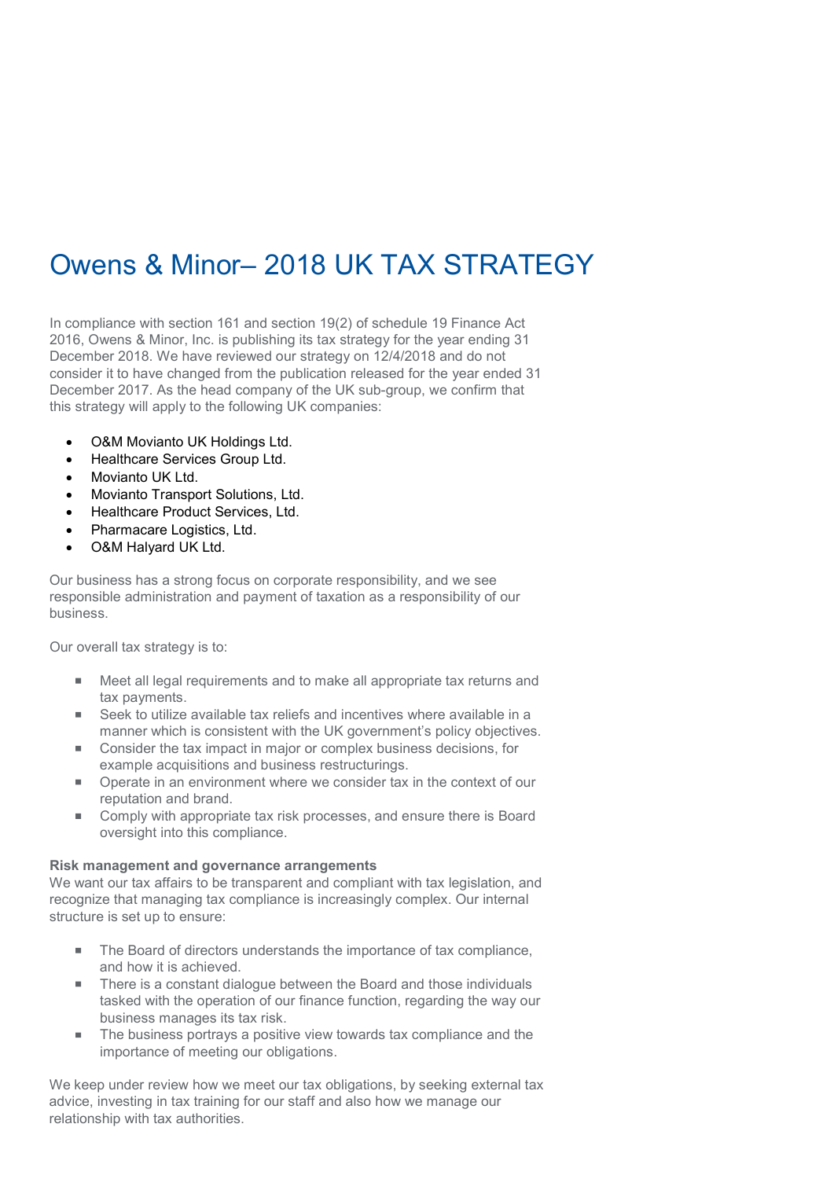# Owens & Minor– 2018 UK TAX STRATEGY

In compliance with section 161 and section 19(2) of schedule 19 Finance Act 2016, Owens & Minor, Inc. is publishing its tax strategy for the year ending 31 December 2018. We have reviewed our strategy on 12/4/2018 and do not consider it to have changed from the publication released for the year ended 31 December 2017. As the head company of the UK sub-group, we confirm that this strategy will apply to the following UK companies:

- O&M Movianto UK Holdings Ltd.
- Healthcare Services Group Ltd.
- Movianto UK Ltd.
- Movianto Transport Solutions, Ltd.
- Healthcare Product Services, Ltd.
- Pharmacare Logistics, Ltd.
- O&M Halyard UK Ltd.

Our business has a strong focus on corporate responsibility, and we see responsible administration and payment of taxation as a responsibility of our business.

Our overall tax strategy is to:

- Meet all legal requirements and to make all appropriate tax returns and tax payments.
- Seek to utilize available tax reliefs and incentives where available in a manner which is consistent with the UK government's policy objectives.
- Consider the tax impact in major or complex business decisions, for example acquisitions and business restructurings.
- Operate in an environment where we consider tax in the context of our reputation and brand.
- Comply with appropriate tax risk processes, and ensure there is Board oversight into this compliance.

**Risk management and governance arrangements**

We want our tax affairs to be transparent and compliant with tax legislation, and recognize that managing tax compliance is increasingly complex. Our internal structure is set up to ensure:

- The Board of directors understands the importance of tax compliance, and how it is achieved.
- There is a constant dialogue between the Board and those individuals tasked with the operation of our finance function, regarding the way our business manages its tax risk.
- The business portrays a positive view towards tax compliance and the importance of meeting our obligations.

We keep under review how we meet our tax obligations, by seeking external tax advice, investing in tax training for our staff and also how we manage our relationship with tax authorities.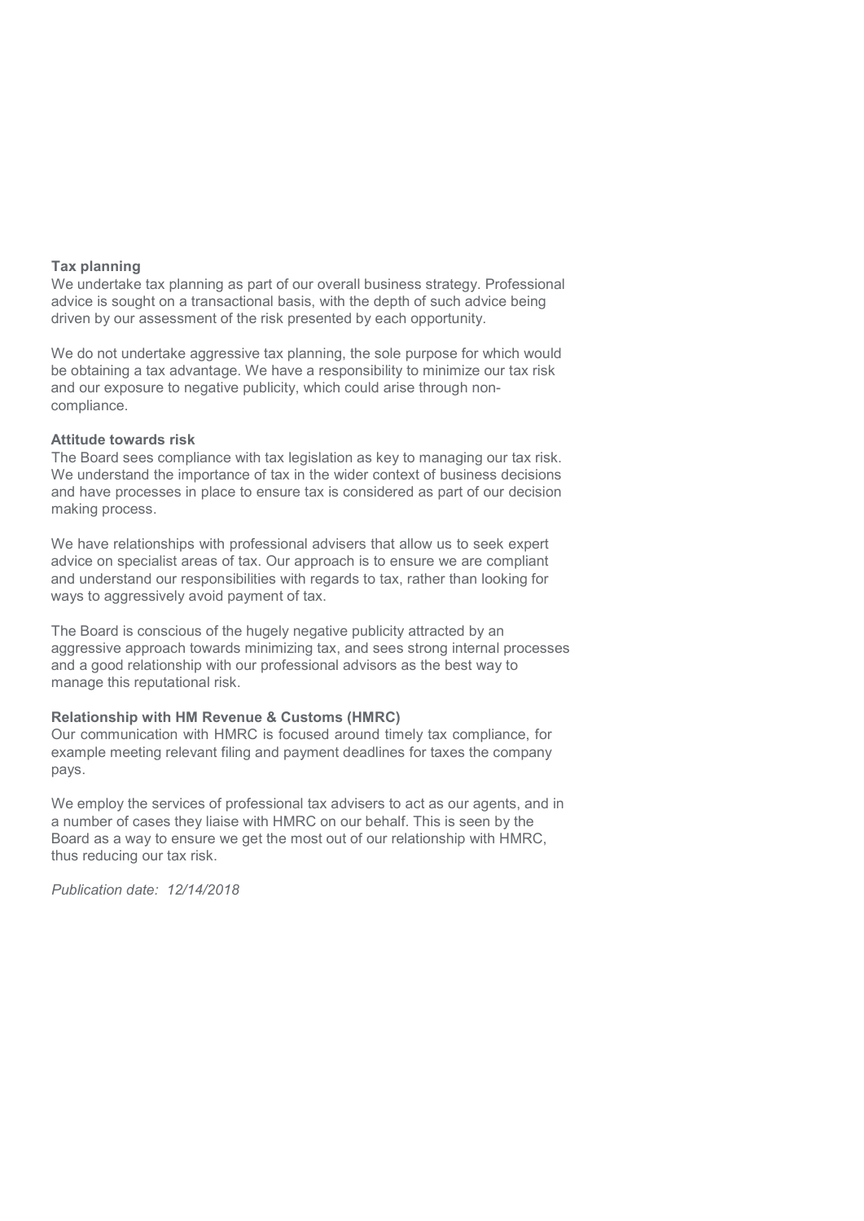**Tax planning**

We undertake tax planning as part of our overall business strategy. Professional advice is sought on a transactional basis, with the depth of such advice being driven by our assessment of the risk presented by each opportunity.

We do not undertake aggressive tax planning, the sole purpose for which would be obtaining a tax advantage. We have a responsibility to minimize our tax risk and our exposure to negative publicity, which could arise through non-compliance.

**Attitude towards risk**

The Board sees compliance with tax legislation as key to managing our tax risk. We understand the importance of tax in the wider context of business decisions and have processes in place to ensure tax is considered as part of our decision making process.

We have relationships with professional advisers that allow us to seek expert advice on specialist areas of tax. Our approach is to ensure we are compliant and understand our responsibilities with regards to tax, rather than looking for ways to aggressively avoid payment of tax.

The Board is conscious of the hugely negative publicity attracted by an aggressive approach towards minimizing tax, and sees strong internal processes and a good relationship with our professional advisors as the best way to manage this reputational risk.

**Relationship with HM Revenue & Customs (HMRC)**

Our communication with HMRC is focused around timely tax compliance, for example meeting relevant filing and payment deadlines for taxes the company pays.

We employ the services of professional tax advisers to act as our agents, and in a number of cases they liaise with HMRC on our behalf. This is seen by the Board as a way to ensure we get the most out of our relationship with HMRC, thus reducing our tax risk.

*Publication date: 12/14/2018*